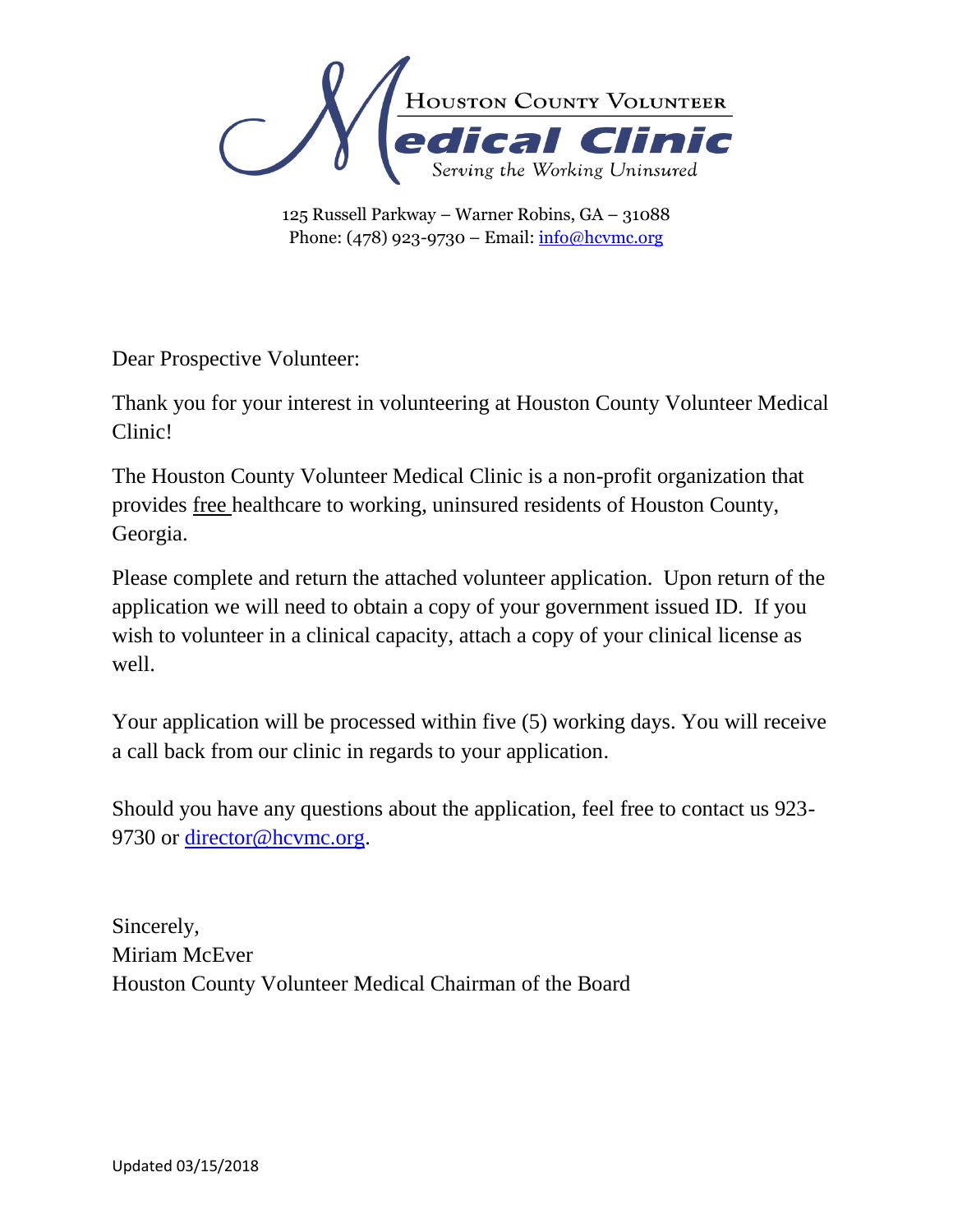# Houston County Volunteer Medical Clinic

*Serving the Working Uninsured*

125 Russell Parkway – Warner Robins, GA – 31088
Phone: (478) 923-9730 – Email: info@hcvmc.org

Dear Prospective Volunteer:

Thank you for your interest in volunteering at Houston County Volunteer Medical Clinic!

The Houston County Volunteer Medical Clinic is a non-profit organization that provides free healthcare to working, uninsured residents of Houston County, Georgia.

Please complete and return the attached volunteer application. Upon return of the application we will need to obtain a copy of your government issued ID. If you wish to volunteer in a clinical capacity, attach a copy of your clinical license as well.

Your application will be processed within five (5) working days. You will receive a call back from our clinic in regards to your application.

Should you have any questions about the application, feel free to contact us 923-9730 or director@hcvmc.org.

Sincerely,
Miriam McEver
Houston County Volunteer Medical Chairman of the Board

Updated 03/15/2018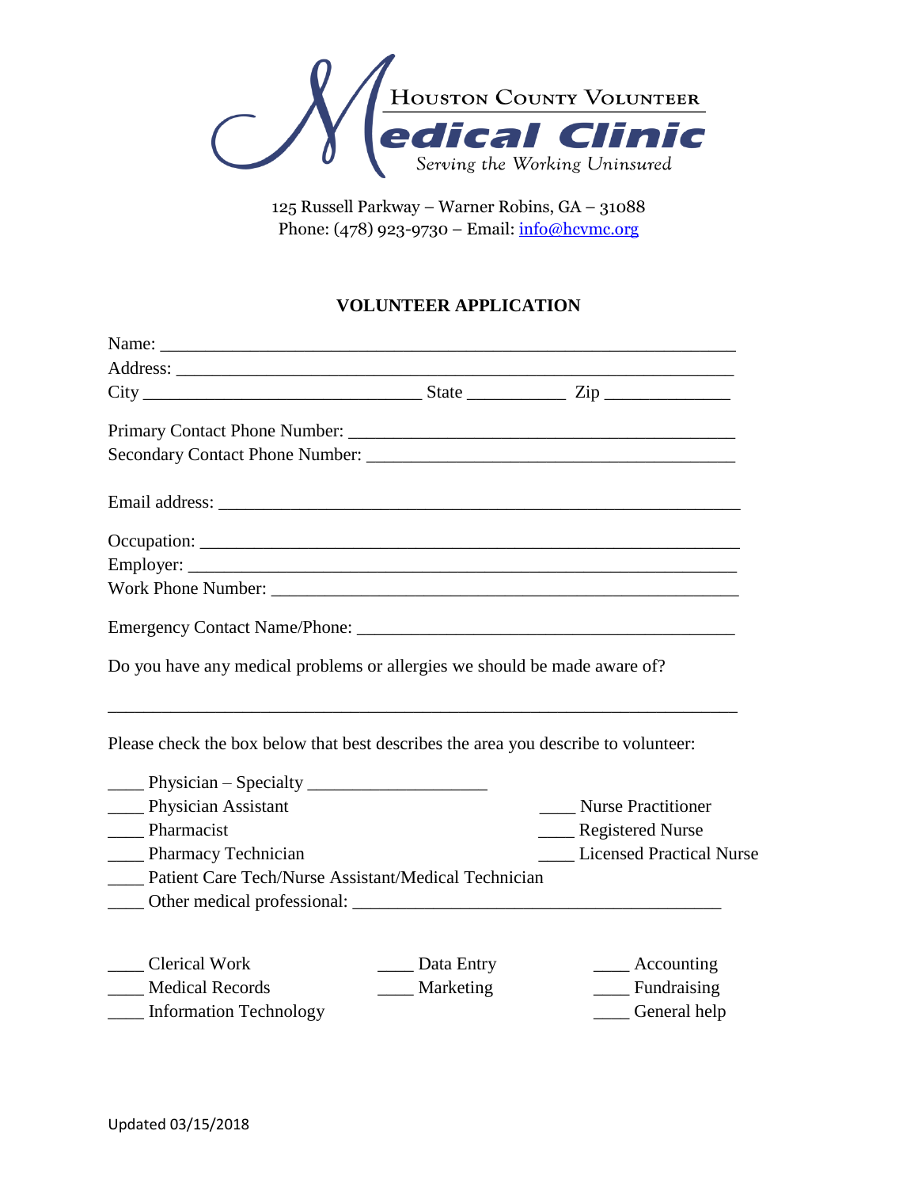# Houston County Volunteer Medical Clinic

*Serving the Working Uninsured*

125 Russell Parkway – Warner Robins, GA – 31088
Phone: (478) 923-9730 – Email: [info@hcvmc.org](mailto:info@hcvmc.org)

## VOLUNTEER APPLICATION

Name: ______________________________________________________________

Address: _____________________________________________________________

City ______________________________ State __________ Zip _____________

Primary Contact Phone Number: ___________________________________________

Secondary Contact Phone Number: _________________________________________

Email address: _________________________________________________________

Occupation: ___________________________________________________________

Employer: _____________________________________________________________

Work Phone Number: ____________________________________________________

Emergency Contact Name/Phone: __________________________________________

Do you have any medical problems or allergies we should be made aware of?

_______________________________________________________________________

Please check the box below that best describes the area you describe to volunteer:

____ Physician – Specialty ___________________

____ Physician Assistant

____ Nurse Practitioner

____ Pharmacist

____ Registered Nurse

____ Pharmacy Technician

____ Licensed Practical Nurse

____ Patient Care Tech/Nurse Assistant/Medical Technician

____ Other medical professional: ________________________________________

____ Clerical Work

____ Data Entry

____ Accounting

____ Medical Records

____ Marketing

____ Fundraising

____ Information Technology

____ General help

Updated 03/15/2018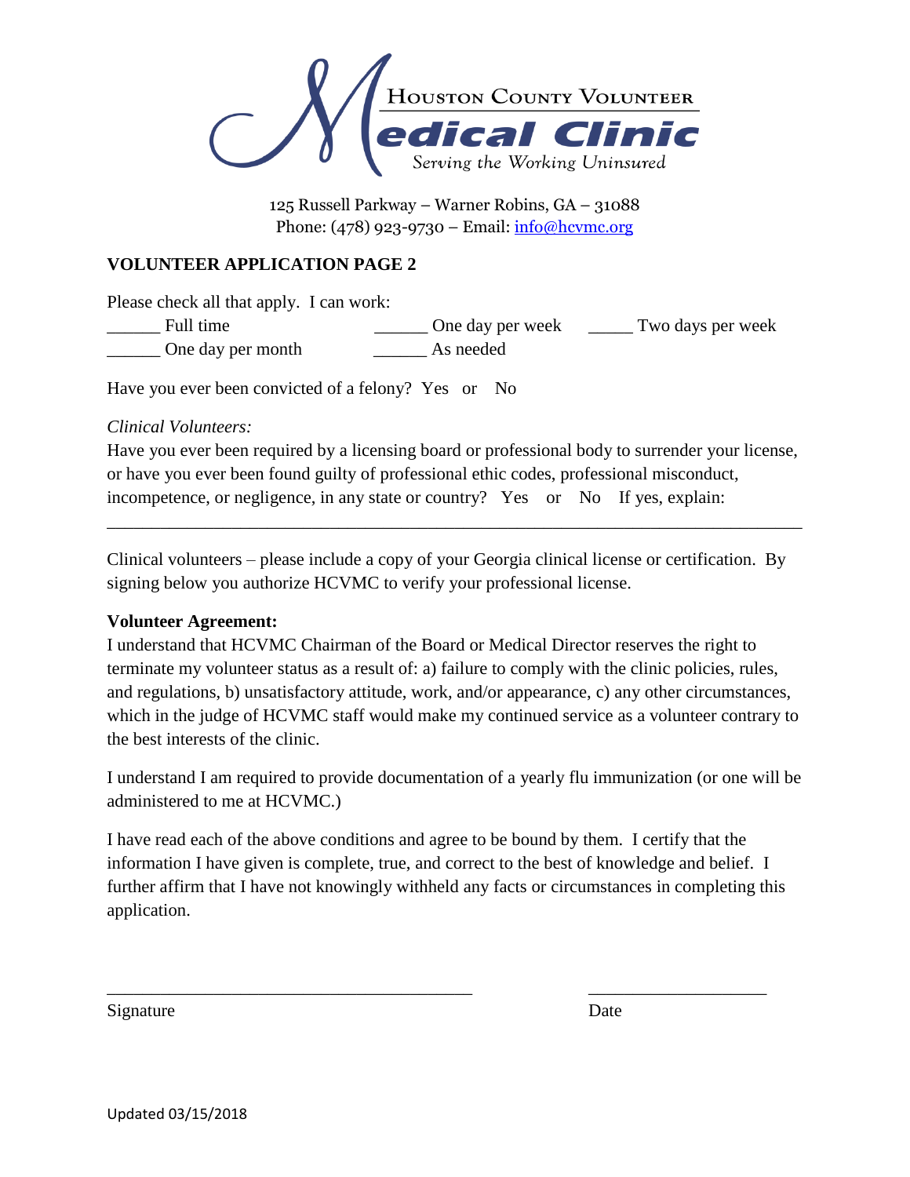HOUSTON COUNTY VOLUNTEER

Medical Clinic

Serving the Working Uninsured

125 Russell Parkway – Warner Robins, GA – 31088
Phone: (478) 923-9730 – Email: info@hcvmc.org

## VOLUNTEER APPLICATION PAGE 2

Please check all that apply. I can work:

______ Full time ______ One day per week _____ Two days per week
______ One day per month ______ As needed

Have you ever been convicted of a felony? Yes or No

*Clinical Volunteers:*
Have you ever been required by a licensing board or professional body to surrender your license, or have you ever been found guilty of professional ethic codes, professional misconduct, incompetence, or negligence, in any state or country? Yes or No If yes, explain:

_______________________________________________________________________________

Clinical volunteers – please include a copy of your Georgia clinical license or certification. By signing below you authorize HCVMC to verify your professional license.

**Volunteer Agreement:**
I understand that HCVMC Chairman of the Board or Medical Director reserves the right to terminate my volunteer status as a result of: a) failure to comply with the clinic policies, rules, and regulations, b) unsatisfactory attitude, work, and/or appearance, c) any other circumstances, which in the judge of HCVMC staff would make my continued service as a volunteer contrary to the best interests of the clinic.

I understand I am required to provide documentation of a yearly flu immunization (or one will be administered to me at HCVMC.)

I have read each of the above conditions and agree to be bound by them. I certify that the information I have given is complete, true, and correct to the best of knowledge and belief. I further affirm that I have not knowingly withheld any facts or circumstances in completing this application.

_________________________________________ ____________________
Signature Date

Updated 03/15/2018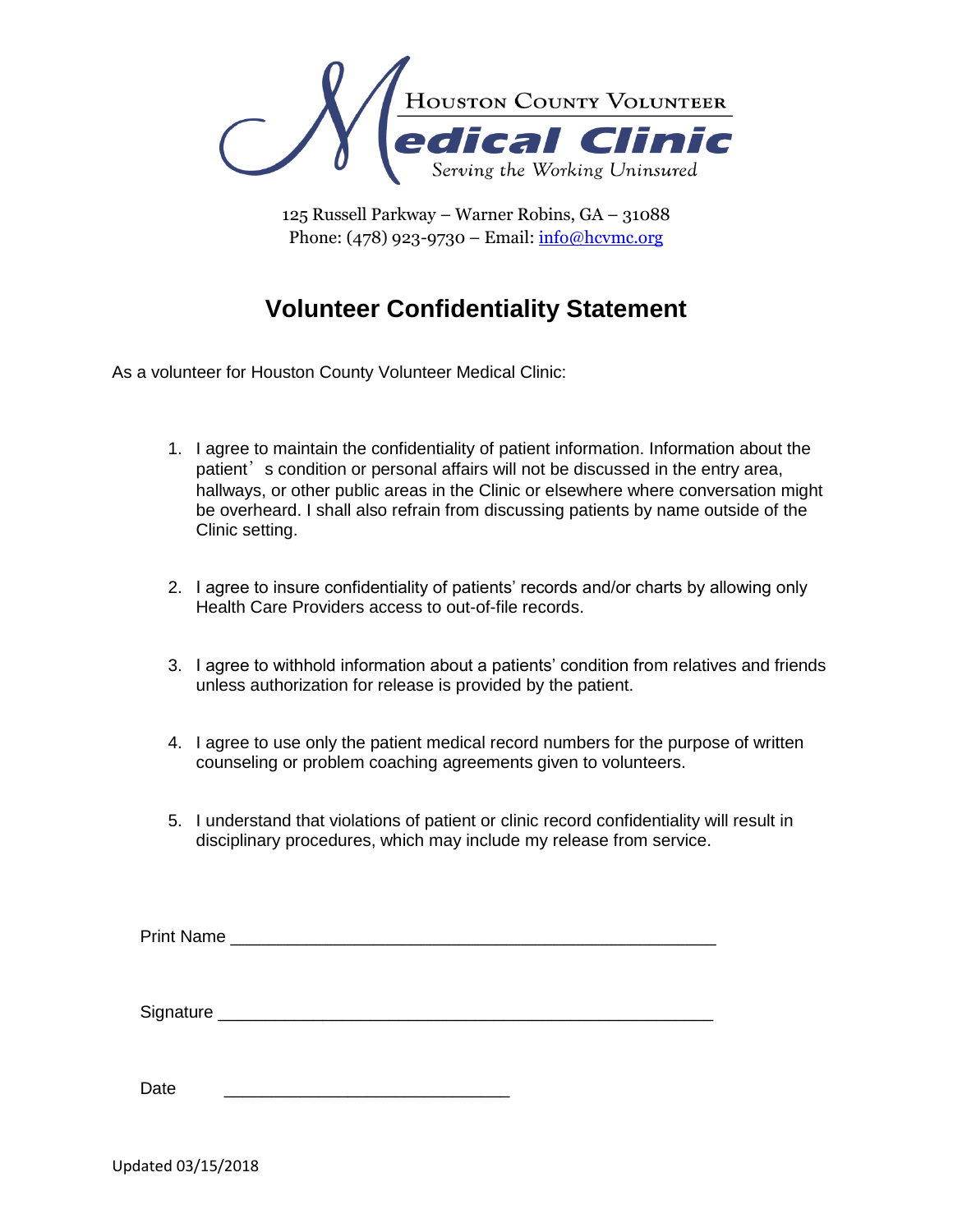Houston County Volunteer

Medical Clinic

*Serving the Working Uninsured*

125 Russell Parkway – Warner Robins, GA – 31088
Phone: (478) 923-9730 – Email: info@hcvmc.org

# Volunteer Confidentiality Statement

As a volunteer for Houston County Volunteer Medical Clinic:

1. I agree to maintain the confidentiality of patient information. Information about the patient's condition or personal affairs will not be discussed in the entry area, hallways, or other public areas in the Clinic or elsewhere where conversation might be overheard. I shall also refrain from discussing patients by name outside of the Clinic setting.

2. I agree to insure confidentiality of patients' records and/or charts by allowing only Health Care Providers access to out-of-file records.

3. I agree to withhold information about a patients' condition from relatives and friends unless authorization for release is provided by the patient.

4. I agree to use only the patient medical record numbers for the purpose of written counseling or problem coaching agreements given to volunteers.

5. I understand that violations of patient or clinic record confidentiality will result in disciplinary procedures, which may include my release from service.

Print Name ___________________________________________________

Signature ____________________________________________________

Date ______________________________

Updated 03/15/2018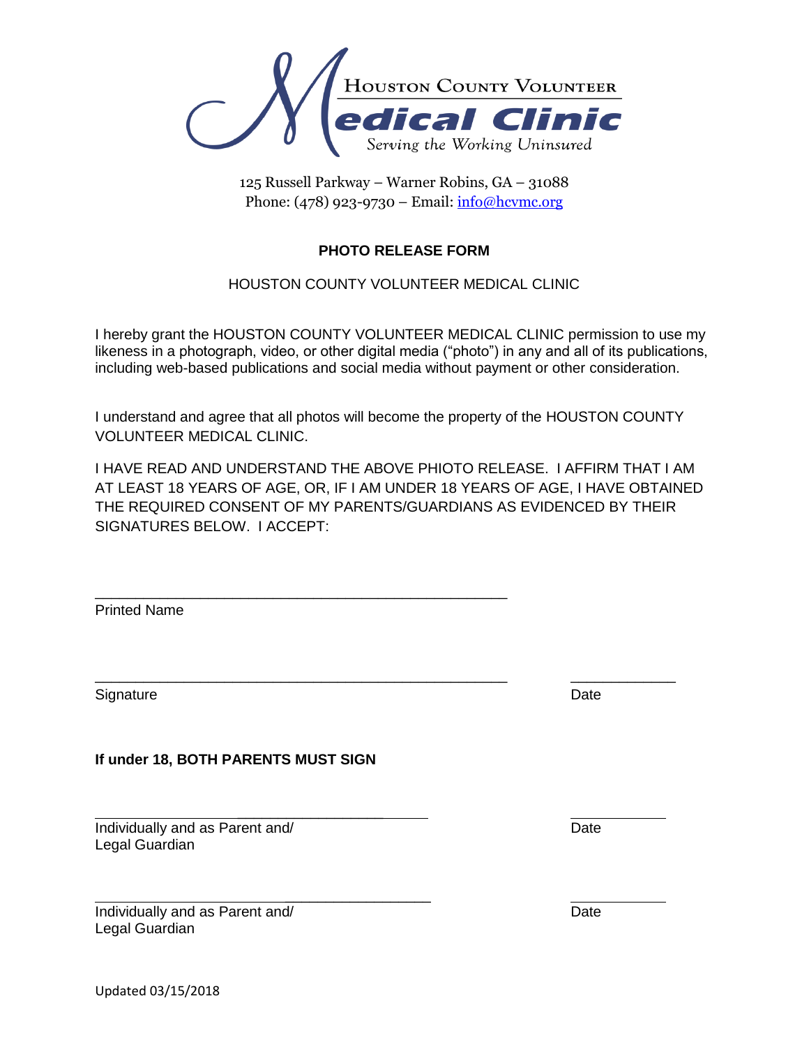HOUSTON COUNTY VOLUNTEER

edical Clinic

Serving the Working Uninsured

125 Russell Parkway – Warner Robins, GA – 31088
Phone: (478) 923-9730 – Email: info@hcvmc.org

**PHOTO RELEASE FORM**

HOUSTON COUNTY VOLUNTEER MEDICAL CLINIC

I hereby grant the HOUSTON COUNTY VOLUNTEER MEDICAL CLINIC permission to use my likeness in a photograph, video, or other digital media ("photo") in any and all of its publications, including web-based publications and social media without payment or other consideration.

I understand and agree that all photos will become the property of the HOUSTON COUNTY VOLUNTEER MEDICAL CLINIC.

I HAVE READ AND UNDERSTAND THE ABOVE PHIOTO RELEASE. I AFFIRM THAT I AM AT LEAST 18 YEARS OF AGE, OR, IF I AM UNDER 18 YEARS OF AGE, I HAVE OBTAINED THE REQUIRED CONSENT OF MY PARENTS/GUARDIANS AS EVIDENCED BY THEIR SIGNATURES BELOW. I ACCEPT:

_______________________________________________
Printed Name

_______________________________________________ &nbsp;&nbsp;&nbsp;&nbsp; ____________
Signature &nbsp;&nbsp;&nbsp;&nbsp; Date

**If under 18, BOTH PARENTS MUST SIGN**

_______________________________________ &nbsp;&nbsp;&nbsp;&nbsp; ____________
Individually and as Parent and/ Legal Guardian &nbsp;&nbsp;&nbsp;&nbsp; Date

_______________________________________ &nbsp;&nbsp;&nbsp;&nbsp; ____________
Individually and as Parent and/ Legal Guardian &nbsp;&nbsp;&nbsp;&nbsp; Date

Updated 03/15/2018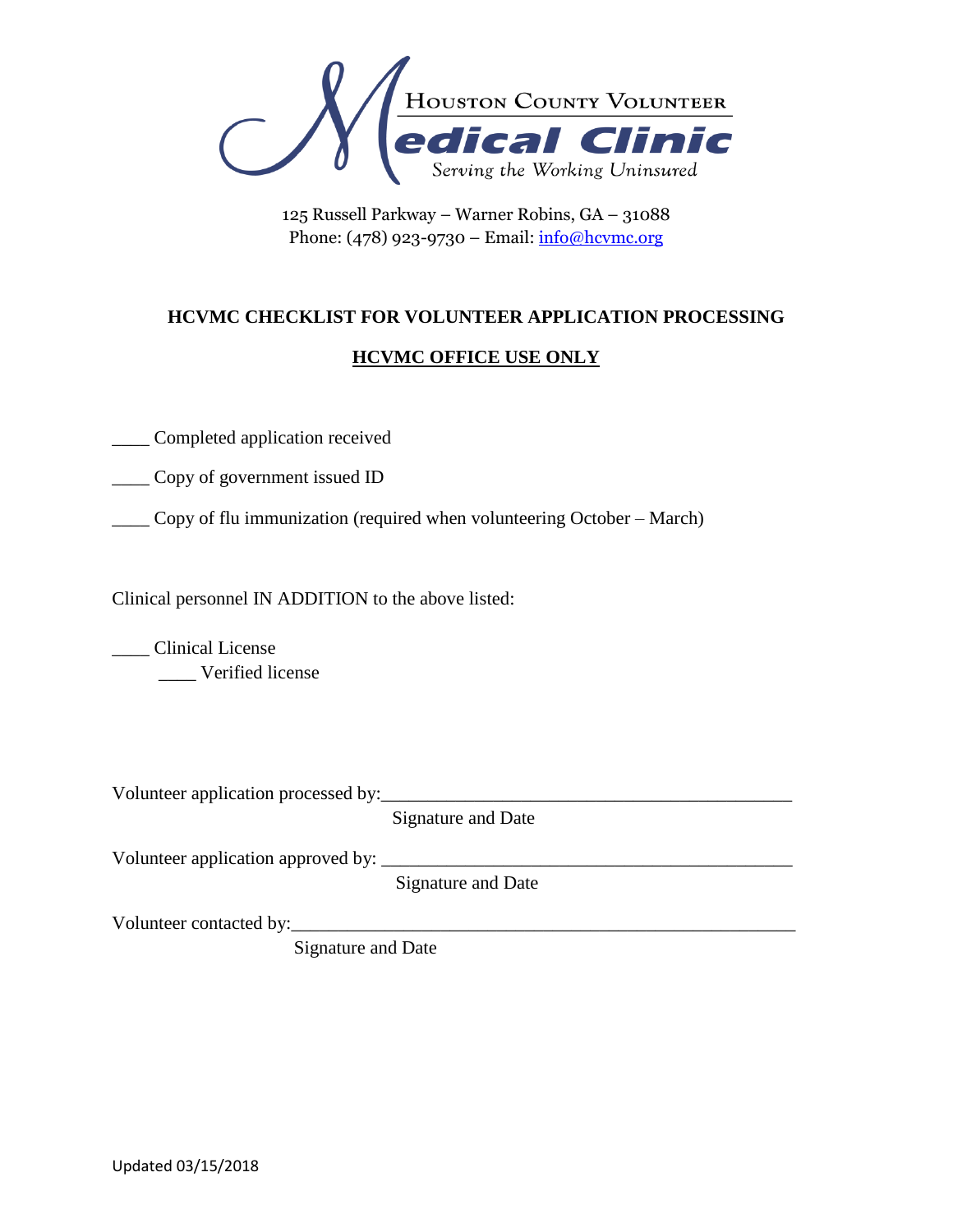Houston County Volunteer

**Medical Clinic**

*Serving the Working Uninsured*

125 Russell Parkway – Warner Robins, GA – 31088
Phone: (478) 923-9730 – Email: info@hcvmc.org

**HCVMC CHECKLIST FOR VOLUNTEER APPLICATION PROCESSING**

**HCVMC OFFICE USE ONLY**

____ Completed application received

____ Copy of government issued ID

____ Copy of flu immunization (required when volunteering October – March)

Clinical personnel IN ADDITION to the above listed:

____ Clinical License
    ____ Verified license

Volunteer application processed by:_____________________________________________
Signature and Date

Volunteer application approved by: _____________________________________________
Signature and Date

Volunteer contacted by:______________________________________________________
Signature and Date

Updated 03/15/2018